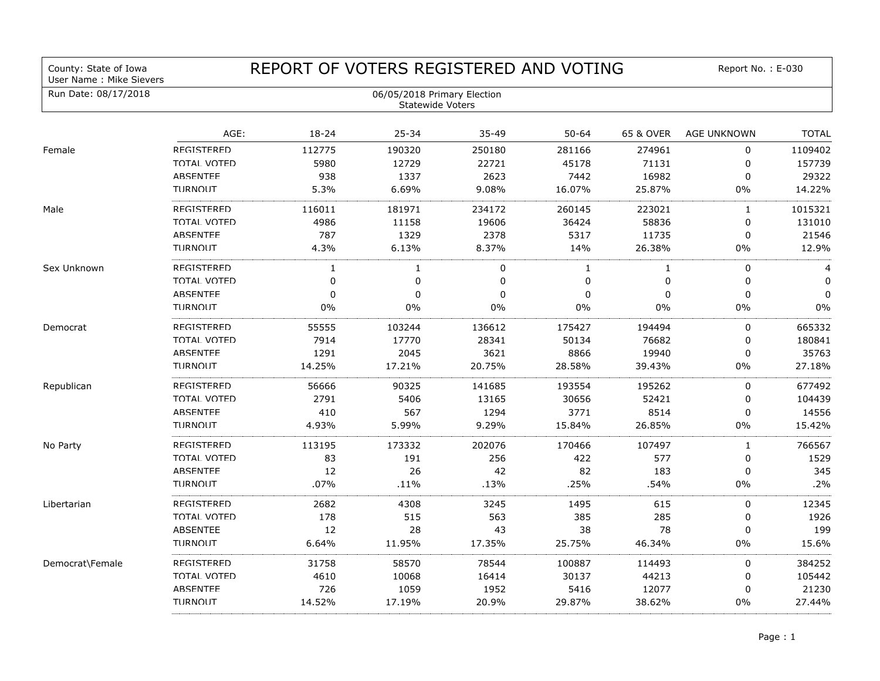County: State of Iowa
User Name : Mike Sievers

# REPORT OF VOTERS REGISTERED AND VOTING

Report No. : E-030

Run Date: 08/17/2018

06/05/2018 Primary Election
Statewide Voters

| | AGE: | 18-24 | 25-34 | 35-49 | 50-64 | 65 & OVER | AGE UNKNOWN | TOTAL |
|---|---|---|---|---|---|---|---|---|
| Female | REGISTERED | 112775 | 190320 | 250180 | 281166 | 274961 | 0 | 1109402 |
| | TOTAL VOTED | 5980 | 12729 | 22721 | 45178 | 71131 | 0 | 157739 |
| | ABSENTEE | 938 | 1337 | 2623 | 7442 | 16982 | 0 | 29322 |
| | TURNOUT | 5.3% | 6.69% | 9.08% | 16.07% | 25.87% | 0% | 14.22% |
| Male | REGISTERED | 116011 | 181971 | 234172 | 260145 | 223021 | 1 | 1015321 |
| | TOTAL VOTED | 4986 | 11158 | 19606 | 36424 | 58836 | 0 | 131010 |
| | ABSENTEE | 787 | 1329 | 2378 | 5317 | 11735 | 0 | 21546 |
| | TURNOUT | 4.3% | 6.13% | 8.37% | 14% | 26.38% | 0% | 12.9% |
| Sex Unknown | REGISTERED | 1 | 1 | 0 | 1 | 1 | 0 | 4 |
| | TOTAL VOTED | 0 | 0 | 0 | 0 | 0 | 0 | 0 |
| | ABSENTEE | 0 | 0 | 0 | 0 | 0 | 0 | 0 |
| | TURNOUT | 0% | 0% | 0% | 0% | 0% | 0% | 0% |
| Democrat | REGISTERED | 55555 | 103244 | 136612 | 175427 | 194494 | 0 | 665332 |
| | TOTAL VOTED | 7914 | 17770 | 28341 | 50134 | 76682 | 0 | 180841 |
| | ABSENTEE | 1291 | 2045 | 3621 | 8866 | 19940 | 0 | 35763 |
| | TURNOUT | 14.25% | 17.21% | 20.75% | 28.58% | 39.43% | 0% | 27.18% |
| Republican | REGISTERED | 56666 | 90325 | 141685 | 193554 | 195262 | 0 | 677492 |
| | TOTAL VOTED | 2791 | 5406 | 13165 | 30656 | 52421 | 0 | 104439 |
| | ABSENTEE | 410 | 567 | 1294 | 3771 | 8514 | 0 | 14556 |
| | TURNOUT | 4.93% | 5.99% | 9.29% | 15.84% | 26.85% | 0% | 15.42% |
| No Party | REGISTERED | 113195 | 173332 | 202076 | 170466 | 107497 | 1 | 766567 |
| | TOTAL VOTED | 83 | 191 | 256 | 422 | 577 | 0 | 1529 |
| | ABSENTEE | 12 | 26 | 42 | 82 | 183 | 0 | 345 |
| | TURNOUT | .07% | .11% | .13% | .25% | .54% | 0% | .2% |
| Libertarian | REGISTERED | 2682 | 4308 | 3245 | 1495 | 615 | 0 | 12345 |
| | TOTAL VOTED | 178 | 515 | 563 | 385 | 285 | 0 | 1926 |
| | ABSENTEE | 12 | 28 | 43 | 38 | 78 | 0 | 199 |
| | TURNOUT | 6.64% | 11.95% | 17.35% | 25.75% | 46.34% | 0% | 15.6% |
| Democrat\Female | REGISTERED | 31758 | 58570 | 78544 | 100887 | 114493 | 0 | 384252 |
| | TOTAL VOTED | 4610 | 10068 | 16414 | 30137 | 44213 | 0 | 105442 |
| | ABSENTEE | 726 | 1059 | 1952 | 5416 | 12077 | 0 | 21230 |
| | TURNOUT | 14.52% | 17.19% | 20.9% | 29.87% | 38.62% | 0% | 27.44% |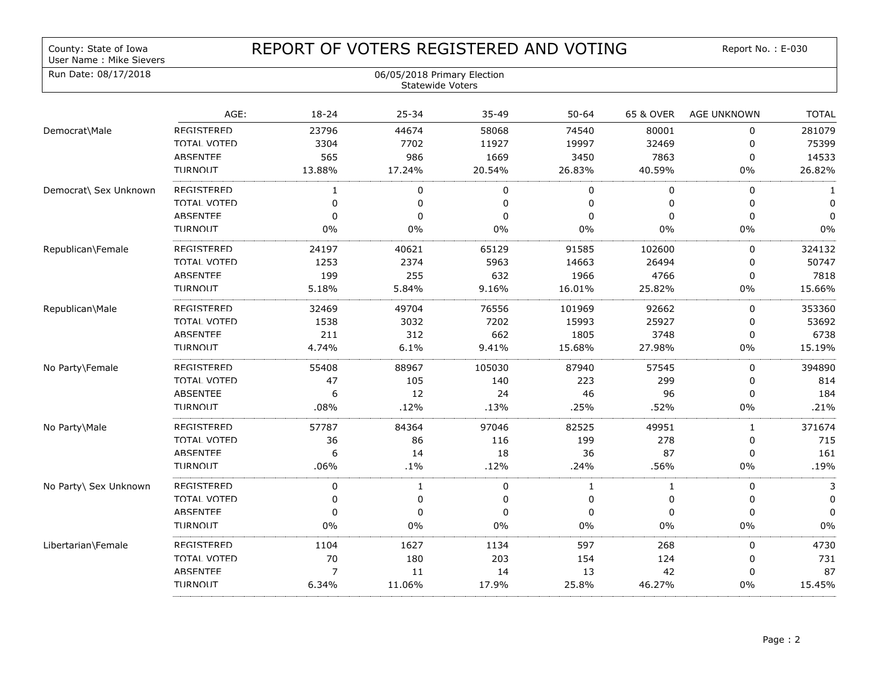County: State of Iowa
User Name : Mike Sievers

# REPORT OF VOTERS REGISTERED AND VOTING

Report No. : E-030

Run Date: 08/17/2018

06/05/2018 Primary Election
Statewide Voters

| | AGE: | 18-24 | 25-34 | 35-49 | 50-64 | 65 & OVER | AGE UNKNOWN | TOTAL |
|---|---|---|---|---|---|---|---|---|
| Democrat\Male | REGISTERED | 23796 | 44674 | 58068 | 74540 | 80001 | 0 | 281079 |
| | TOTAL VOTED | 3304 | 7702 | 11927 | 19997 | 32469 | 0 | 75399 |
| | ABSENTEE | 565 | 986 | 1669 | 3450 | 7863 | 0 | 14533 |
| | TURNOUT | 13.88% | 17.24% | 20.54% | 26.83% | 40.59% | 0% | 26.82% |
| Democrat\ Sex Unknown | REGISTERED | 1 | 0 | 0 | 0 | 0 | 0 | 1 |
| | TOTAL VOTED | 0 | 0 | 0 | 0 | 0 | 0 | 0 |
| | ABSENTEE | 0 | 0 | 0 | 0 | 0 | 0 | 0 |
| | TURNOUT | 0% | 0% | 0% | 0% | 0% | 0% | 0% |
| Republican\Female | REGISTERED | 24197 | 40621 | 65129 | 91585 | 102600 | 0 | 324132 |
| | TOTAL VOTED | 1253 | 2374 | 5963 | 14663 | 26494 | 0 | 50747 |
| | ABSENTEE | 199 | 255 | 632 | 1966 | 4766 | 0 | 7818 |
| | TURNOUT | 5.18% | 5.84% | 9.16% | 16.01% | 25.82% | 0% | 15.66% |
| Republican\Male | REGISTERED | 32469 | 49704 | 76556 | 101969 | 92662 | 0 | 353360 |
| | TOTAL VOTED | 1538 | 3032 | 7202 | 15993 | 25927 | 0 | 53692 |
| | ABSENTEE | 211 | 312 | 662 | 1805 | 3748 | 0 | 6738 |
| | TURNOUT | 4.74% | 6.1% | 9.41% | 15.68% | 27.98% | 0% | 15.19% |
| No Party\Female | REGISTERED | 55408 | 88967 | 105030 | 87940 | 57545 | 0 | 394890 |
| | TOTAL VOTED | 47 | 105 | 140 | 223 | 299 | 0 | 814 |
| | ABSENTEE | 6 | 12 | 24 | 46 | 96 | 0 | 184 |
| | TURNOUT | .08% | .12% | .13% | .25% | .52% | 0% | .21% |
| No Party\Male | REGISTERED | 57787 | 84364 | 97046 | 82525 | 49951 | 1 | 371674 |
| | TOTAL VOTED | 36 | 86 | 116 | 199 | 278 | 0 | 715 |
| | ABSENTEE | 6 | 14 | 18 | 36 | 87 | 0 | 161 |
| | TURNOUT | .06% | .1% | .12% | .24% | .56% | 0% | .19% |
| No Party\ Sex Unknown | REGISTERED | 0 | 1 | 0 | 1 | 1 | 0 | 3 |
| | TOTAL VOTED | 0 | 0 | 0 | 0 | 0 | 0 | 0 |
| | ABSENTEE | 0 | 0 | 0 | 0 | 0 | 0 | 0 |
| | TURNOUT | 0% | 0% | 0% | 0% | 0% | 0% | 0% |
| Libertarian\Female | REGISTERED | 1104 | 1627 | 1134 | 597 | 268 | 0 | 4730 |
| | TOTAL VOTED | 70 | 180 | 203 | 154 | 124 | 0 | 731 |
| | ABSENTEE | 7 | 11 | 14 | 13 | 42 | 0 | 87 |
| | TURNOUT | 6.34% | 11.06% | 17.9% | 25.8% | 46.27% | 0% | 15.45% |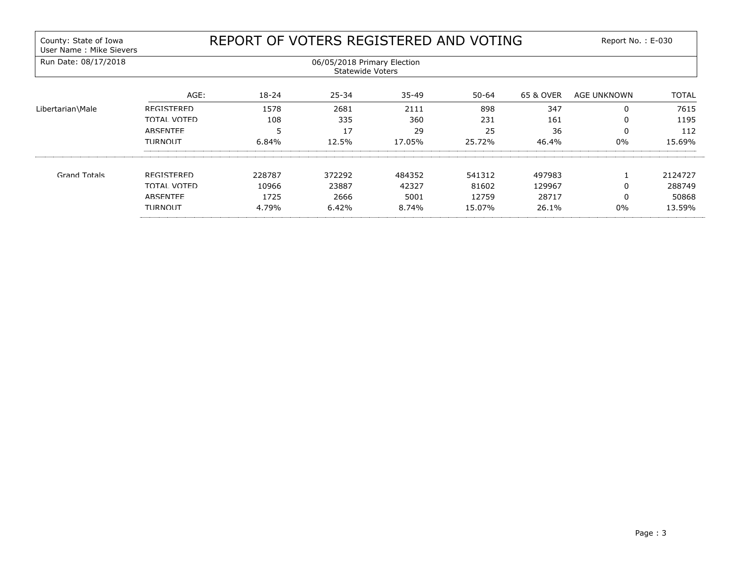County: State of Iowa
User Name : Mike Sievers

# REPORT OF VOTERS REGISTERED AND VOTING

Report No. : E-030

Run Date: 08/17/2018

06/05/2018 Primary Election
Statewide Voters

| | AGE: | 18-24 | 25-34 | 35-49 | 50-64 | 65 & OVER | AGE UNKNOWN | TOTAL |
|---|---|---|---|---|---|---|---|---|
| Libertarian\Male | REGISTERED | 1578 | 2681 | 2111 | 898 | 347 | 0 | 7615 |
| | TOTAL VOTED | 108 | 335 | 360 | 231 | 161 | 0 | 1195 |
| | ABSENTEE | 5 | 17 | 29 | 25 | 36 | 0 | 112 |
| | TURNOUT | 6.84% | 12.5% | 17.05% | 25.72% | 46.4% | 0% | 15.69% |
| Grand Totals | REGISTERED | 228787 | 372292 | 484352 | 541312 | 497983 | 1 | 2124727 |
| | TOTAL VOTED | 10966 | 23887 | 42327 | 81602 | 129967 | 0 | 288749 |
| | ABSENTEE | 1725 | 2666 | 5001 | 12759 | 28717 | 0 | 50868 |
| | TURNOUT | 4.79% | 6.42% | 8.74% | 15.07% | 26.1% | 0% | 13.59% |